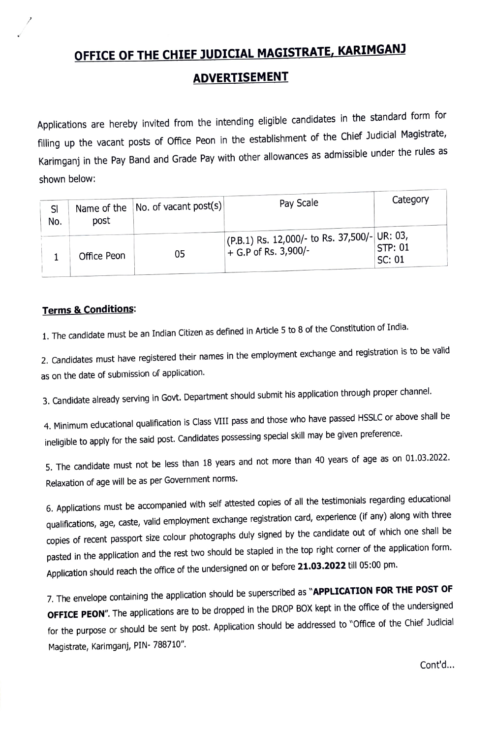# OFFICE OF THE CHIEF JUDICIAL MAGISTRATE, KARIMGANJ

## ADVERTISEMENT

Applications are hereby invited from the intending eligible candidates in the standard form for filling up the vacant posts of Office Peon in the establishment of the Chief Judicial Magistrate, Karimganj in the Pay Band and Grade Pay with other allowances as admissible under the rules as shown below:

| Sl No. | Name of the post | No. of vacant post(s) | Pay Scale | Category |
|---|---|---|---|---|
| 1 | Office Peon | 05 | (P.B.1) Rs. 12,000/- to Rs. 37,500/- + G.P of Rs. 3,900/- | UR: 03, STP: 01 SC: 01 |

**Terms & Conditions**:

1. The candidate must be an Indian Citizen as defined in Article 5 to 8 of the Constitution of India.

2. Candidates must have registered their names in the employment exchange and registration is to be valid as on the date of submission of application.

3. Candidate already serving in Govt. Department should submit his application through proper channel.

4. Minimum educational qualification is Class VIII pass and those who have passed HSSLC or above shall be ineligible to apply for the said post. Candidates possessing special skill may be given preference.

5. The candidate must not be less than 18 years and not more than 40 years of age as on 01.03.2022. Relaxation of age will be as per Government norms.

6. Applications must be accompanied with self attested copies of all the testimonials regarding educational qualifications, age, caste, valid employment exchange registration card, experience (if any) along with three copies of recent passport size colour photographs duly signed by the candidate out of which one shall be pasted in the application and the rest two should be stapled in the top right corner of the application form. Application should reach the office of the undersigned on or before **21.03.2022** till 05:00 pm.

7. The envelope containing the application should be superscribed as "**APPLICATION FOR THE POST OF OFFICE PEON**". The applications are to be dropped in the DROP BOX kept in the office of the undersigned for the purpose or should be sent by post. Application should be addressed to "Office of the Chief Judicial Magistrate, Karimganj, PIN- 788710".

Cont'd...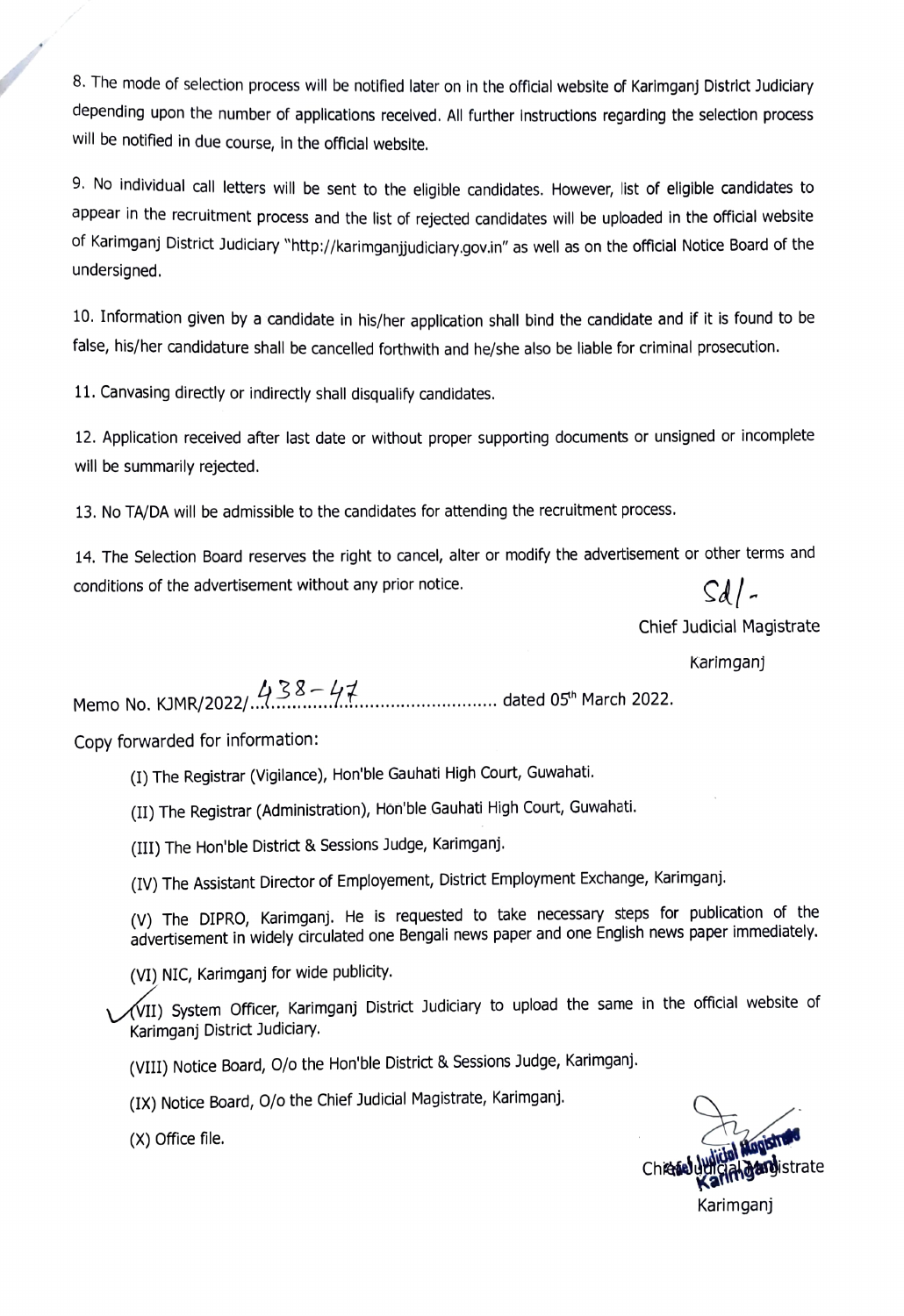8. The mode of selection process will be notified later on in the official website of Karimganj District Judiciary depending upon the number of applications received. All further instructions regarding the selection process will be notified in due course, in the official website.

9. No individual call letters will be sent to the eligible candidates. However, list of eligible candidates to appear in the recruitment process and the list of rejected candidates will be uploaded in the official website of Karimganj District Judiciary "http://karimganjjudiciary.gov.in" as well as on the official Notice Board of the undersigned.

10. Information given by a candidate in his/her application shall bind the candidate and if it is found to be false, his/her candidature shall be cancelled forthwith and he/she also be liable for criminal prosecution.

11. Canvasing directly or indirectly shall disqualify candidates.

12. Application received after last date or without proper supporting documents or unsigned or incomplete will be summarily rejected.

13. No TA/DA will be admissible to the candidates for attending the recruitment process.

14. The Selection Board reserves the right to cancel, alter or modify the advertisement or other terms and conditions of the advertisement without any prior notice.

Sd/-

Chief Judicial Magistrate

Karimganj

Memo No. KJMR/2022/438-47 dated 05th March 2022.

Copy forwarded for information:

(I) The Registrar (Vigilance), Hon'ble Gauhati High Court, Guwahati.

(II) The Registrar (Administration), Hon'ble Gauhati High Court, Guwahati.

(III) The Hon'ble District & Sessions Judge, Karimganj.

(IV) The Assistant Director of Employement, District Employment Exchange, Karimganj.

(V) The DIPRO, Karimganj. He is requested to take necessary steps for publication of the advertisement in widely circulated one Bengali news paper and one English news paper immediately.

(VI) NIC, Karimganj for wide publicity.

(VII) System Officer, Karimganj District Judiciary to upload the same in the official website of Karimganj District Judiciary.

(VIII) Notice Board, O/o the Hon'ble District & Sessions Judge, Karimganj.

(IX) Notice Board, O/o the Chief Judicial Magistrate, Karimganj.

(X) Office file.

Chief Judicial Magistrate

Karimganj